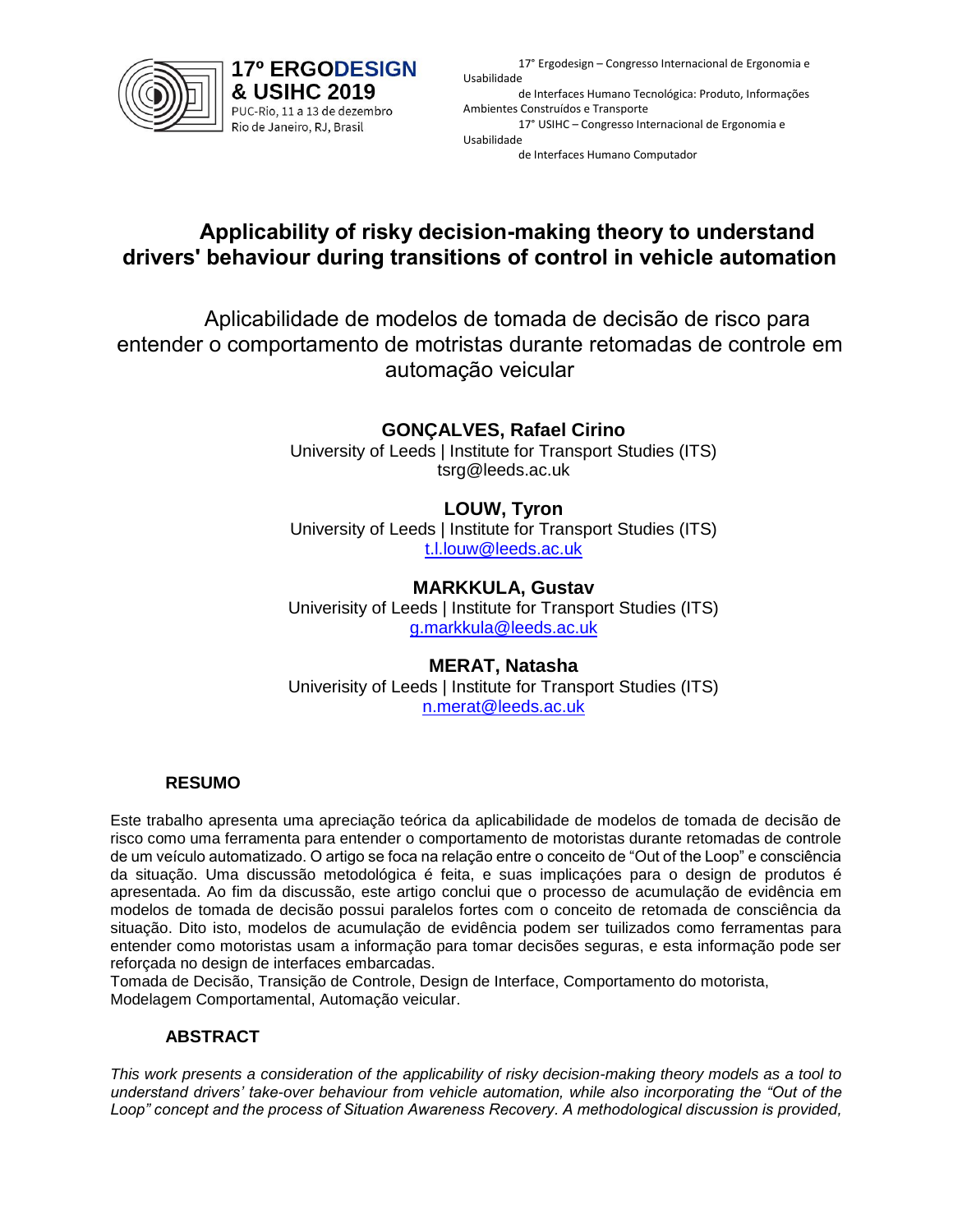# Applicability of risky decision-making theory to understand drivers' behaviour during transitions of control in vehicle automation

## Aplicabilidade de modelos de tomada de decisão de risco para entender o comportamento de motristas durante retomadas de controle em automação veicular

**GONÇALVES, Rafael Cirino**
University of Leeds | Institute for Transport Studies (ITS)
tsrg@leeds.ac.uk

**LOUW, Tyron**
University of Leeds | Institute for Transport Studies (ITS)
t.l.louw@leeds.ac.uk

**MARKKULA, Gustav**
Univerisity of Leeds | Institute for Transport Studies (ITS)
g.markkula@leeds.ac.uk

**MERAT, Natasha**
Univerisity of Leeds | Institute for Transport Studies (ITS)
n.merat@leeds.ac.uk

### RESUMO

Este trabalho apresenta uma apreciação teórica da aplicabilidade de modelos de tomada de decisão de risco como uma ferramenta para entender o comportamento de motoristas durante retomadas de controle de um veículo automatizado. O artigo se foca na relação entre o conceito de "Out of the Loop" e consciência da situação. Uma discussão metodológica é feita, e suas implicações para o design de produtos é apresentada. Ao fim da discussão, este artigo conclui que o processo de acumulação de evidência em modelos de tomada de decisão possui paralelos fortes com o conceito de retomada de consciência da situação. Dito isto, modelos de acumulação de evidência podem ser tuilizados como ferramentas para entender como motoristas usam a informação para tomar decisões seguras, e esta informação pode ser reforçada no design de interfaces embarcadas.

Tomada de Decisão, Transição de Controle, Design de Interface, Comportamento do motorista, Modelagem Comportamental, Automação veicular.

### ABSTRACT

*This work presents a consideration of the applicability of risky decision-making theory models as a tool to understand drivers' take-over behaviour from vehicle automation, while also incorporating the "Out of the Loop" concept and the process of Situation Awareness Recovery. A methodological discussion is provided,*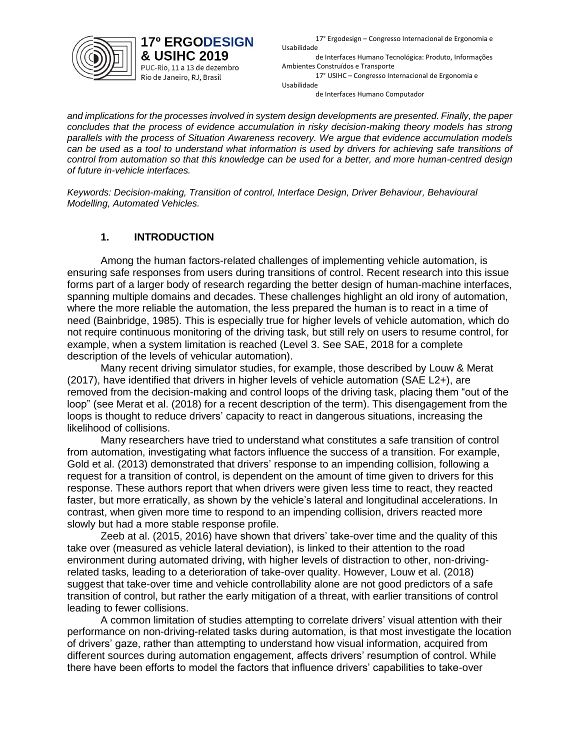*and implications for the processes involved in system design developments are presented. Finally, the paper concludes that the process of evidence accumulation in risky decision-making theory models has strong parallels with the process of Situation Awareness recovery. We argue that evidence accumulation models can be used as a tool to understand what information is used by drivers for achieving safe transitions of control from automation so that this knowledge can be used for a better, and more human-centred design of future in-vehicle interfaces.*

*Keywords: Decision-making, Transition of control, Interface Design, Driver Behaviour, Behavioural Modelling, Automated Vehicles.*

## 1. INTRODUCTION

Among the human factors-related challenges of implementing vehicle automation, is ensuring safe responses from users during transitions of control. Recent research into this issue forms part of a larger body of research regarding the better design of human-machine interfaces, spanning multiple domains and decades. These challenges highlight an old irony of automation, where the more reliable the automation, the less prepared the human is to react in a time of need (Bainbridge, 1985). This is especially true for higher levels of vehicle automation, which do not require continuous monitoring of the driving task, but still rely on users to resume control, for example, when a system limitation is reached (Level 3. See SAE, 2018 for a complete description of the levels of vehicular automation).

Many recent driving simulator studies, for example, those described by Louw & Merat (2017), have identified that drivers in higher levels of vehicle automation (SAE L2+), are removed from the decision-making and control loops of the driving task, placing them "out of the loop" (see Merat et al. (2018) for a recent description of the term). This disengagement from the loops is thought to reduce drivers' capacity to react in dangerous situations, increasing the likelihood of collisions.

Many researchers have tried to understand what constitutes a safe transition of control from automation, investigating what factors influence the success of a transition. For example, Gold et al. (2013) demonstrated that drivers' response to an impending collision, following a request for a transition of control, is dependent on the amount of time given to drivers for this response. These authors report that when drivers were given less time to react, they reacted faster, but more erratically, as shown by the vehicle's lateral and longitudinal accelerations. In contrast, when given more time to respond to an impending collision, drivers reacted more slowly but had a more stable response profile.

Zeeb at al. (2015, 2016) have shown that drivers' take-over time and the quality of this take over (measured as vehicle lateral deviation), is linked to their attention to the road environment during automated driving, with higher levels of distraction to other, non-driving-related tasks, leading to a deterioration of take-over quality. However, Louw et al. (2018) suggest that take-over time and vehicle controllability alone are not good predictors of a safe transition of control, but rather the early mitigation of a threat, with earlier transitions of control leading to fewer collisions.

A common limitation of studies attempting to correlate drivers' visual attention with their performance on non-driving-related tasks during automation, is that most investigate the location of drivers' gaze, rather than attempting to understand how visual information, acquired from different sources during automation engagement, affects drivers' resumption of control. While there have been efforts to model the factors that influence drivers' capabilities to take-over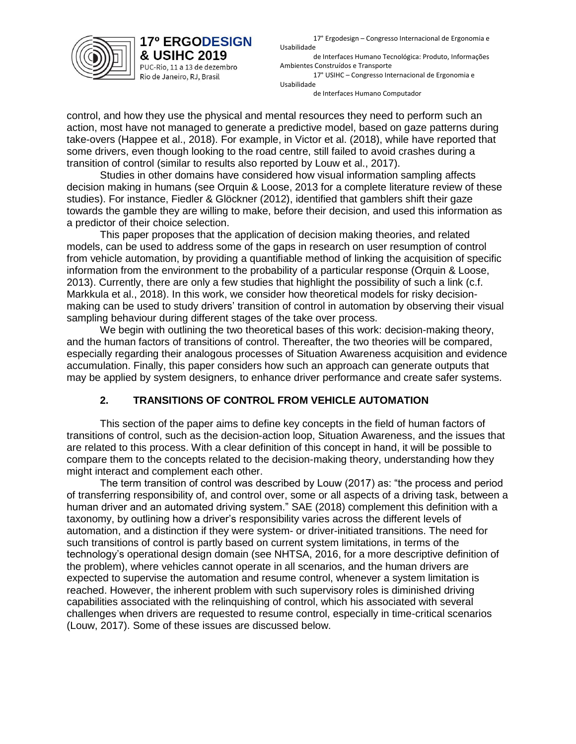control, and how they use the physical and mental resources they need to perform such an action, most have not managed to generate a predictive model, based on gaze patterns during take-overs (Happee et al., 2018). For example, in Victor et al. (2018), while have reported that some drivers, even though looking to the road centre, still failed to avoid crashes during a transition of control (similar to results also reported by Louw et al., 2017).

Studies in other domains have considered how visual information sampling affects decision making in humans (see Orquin & Loose, 2013 for a complete literature review of these studies). For instance, Fiedler & Glöckner (2012), identified that gamblers shift their gaze towards the gamble they are willing to make, before their decision, and used this information as a predictor of their choice selection.

This paper proposes that the application of decision making theories, and related models, can be used to address some of the gaps in research on user resumption of control from vehicle automation, by providing a quantifiable method of linking the acquisition of specific information from the environment to the probability of a particular response (Orquin & Loose, 2013). Currently, there are only a few studies that highlight the possibility of such a link (c.f. Markkula et al., 2018). In this work, we consider how theoretical models for risky decision-making can be used to study drivers' transition of control in automation by observing their visual sampling behaviour during different stages of the take over process.

We begin with outlining the two theoretical bases of this work: decision-making theory, and the human factors of transitions of control. Thereafter, the two theories will be compared, especially regarding their analogous processes of Situation Awareness acquisition and evidence accumulation. Finally, this paper considers how such an approach can generate outputs that may be applied by system designers, to enhance driver performance and create safer systems.

## 2. TRANSITIONS OF CONTROL FROM VEHICLE AUTOMATION

This section of the paper aims to define key concepts in the field of human factors of transitions of control, such as the decision-action loop, Situation Awareness, and the issues that are related to this process. With a clear definition of this concept in hand, it will be possible to compare them to the concepts related to the decision-making theory, understanding how they might interact and complement each other.

The term transition of control was described by Louw (2017) as: "the process and period of transferring responsibility of, and control over, some or all aspects of a driving task, between a human driver and an automated driving system." SAE (2018) complement this definition with a taxonomy, by outlining how a driver's responsibility varies across the different levels of automation, and a distinction if they were system- or driver-initiated transitions. The need for such transitions of control is partly based on current system limitations, in terms of the technology's operational design domain (see NHTSA, 2016, for a more descriptive definition of the problem), where vehicles cannot operate in all scenarios, and the human drivers are expected to supervise the automation and resume control, whenever a system limitation is reached. However, the inherent problem with such supervisory roles is diminished driving capabilities associated with the relinquishing of control, which his associated with several challenges when drivers are requested to resume control, especially in time-critical scenarios (Louw, 2017). Some of these issues are discussed below.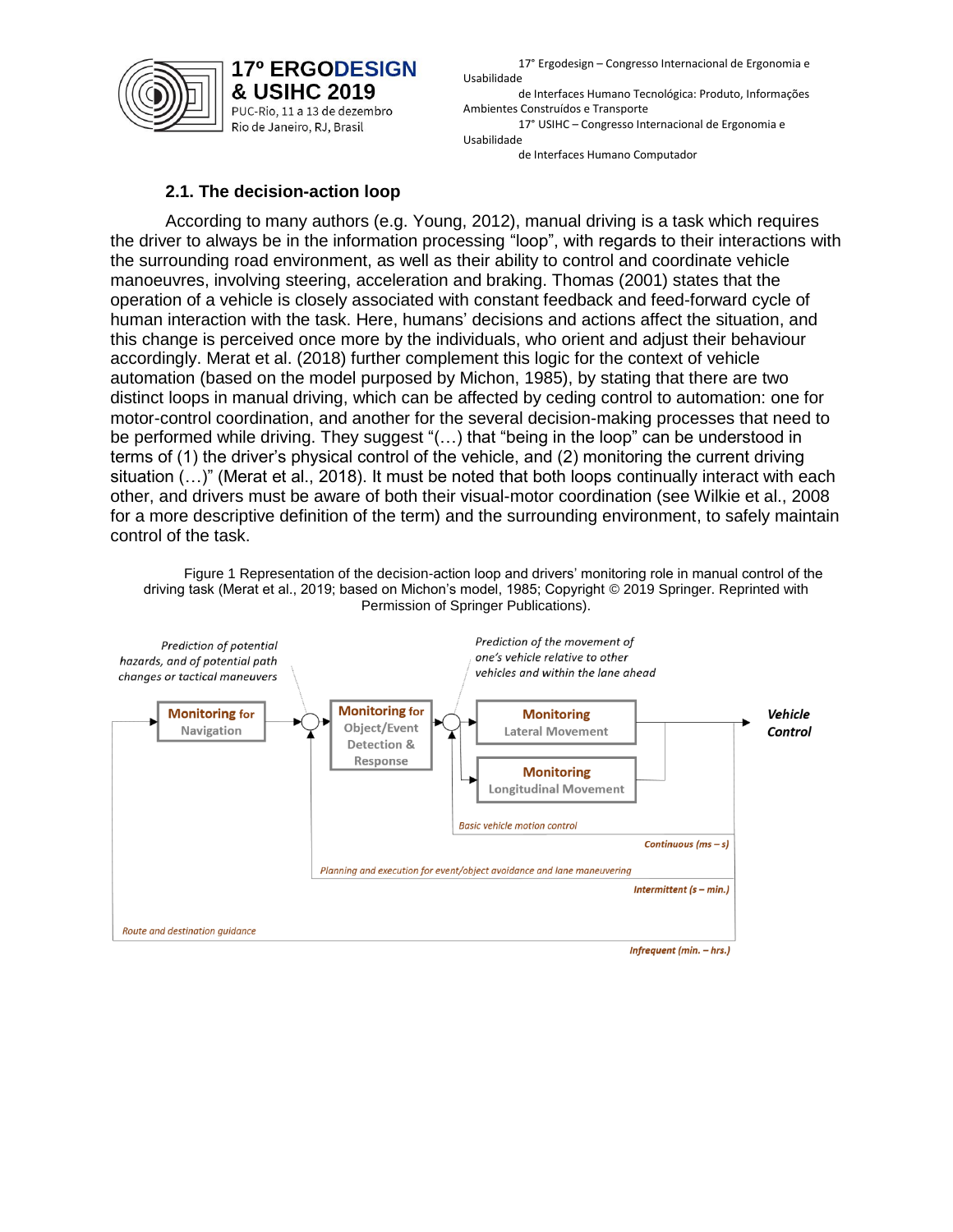### 2.1. The decision-action loop

According to many authors (e.g. Young, 2012), manual driving is a task which requires the driver to always be in the information processing "loop", with regards to their interactions with the surrounding road environment, as well as their ability to control and coordinate vehicle manoeuvres, involving steering, acceleration and braking. Thomas (2001) states that the operation of a vehicle is closely associated with constant feedback and feed-forward cycle of human interaction with the task. Here, humans' decisions and actions affect the situation, and this change is perceived once more by the individuals, who orient and adjust their behaviour accordingly. Merat et al. (2018) further complement this logic for the context of vehicle automation (based on the model purposed by Michon, 1985), by stating that there are two distinct loops in manual driving, which can be affected by ceding control to automation: one for motor-control coordination, and another for the several decision-making processes that need to be performed while driving. They suggest "(…) that "being in the loop" can be understood in terms of (1) the driver's physical control of the vehicle, and (2) monitoring the current driving situation (…)" (Merat et al., 2018). It must be noted that both loops continually interact with each other, and drivers must be aware of both their visual-motor coordination (see Wilkie et al., 2008 for a more descriptive definition of the term) and the surrounding environment, to safely maintain control of the task.

Figure 1 Representation of the decision-action loop and drivers' monitoring role in manual control of the driving task (Merat et al., 2019; based on Michon's model, 1985; Copyright © 2019 Springer. Reprinted with Permission of Springer Publications).

*Prediction of potential hazards, and of potential path changes or tactical maneuvers*

*Prediction of the movement of one's vehicle relative to other vehicles and within the lane ahead*

**Monitoring for** Navigation

**Monitoring for** Object/Event Detection & Response

**Monitoring** Lateral Movement

**Monitoring** Longitudinal Movement

***Vehicle Control***

*Basic vehicle motion control*

***Continuous (ms – s)***

*Planning and execution for event/object avoidance and lane maneuvering*

***Intermittent (s – min.)***

*Route and destination guidance*

***Infrequent (min. – hrs.)***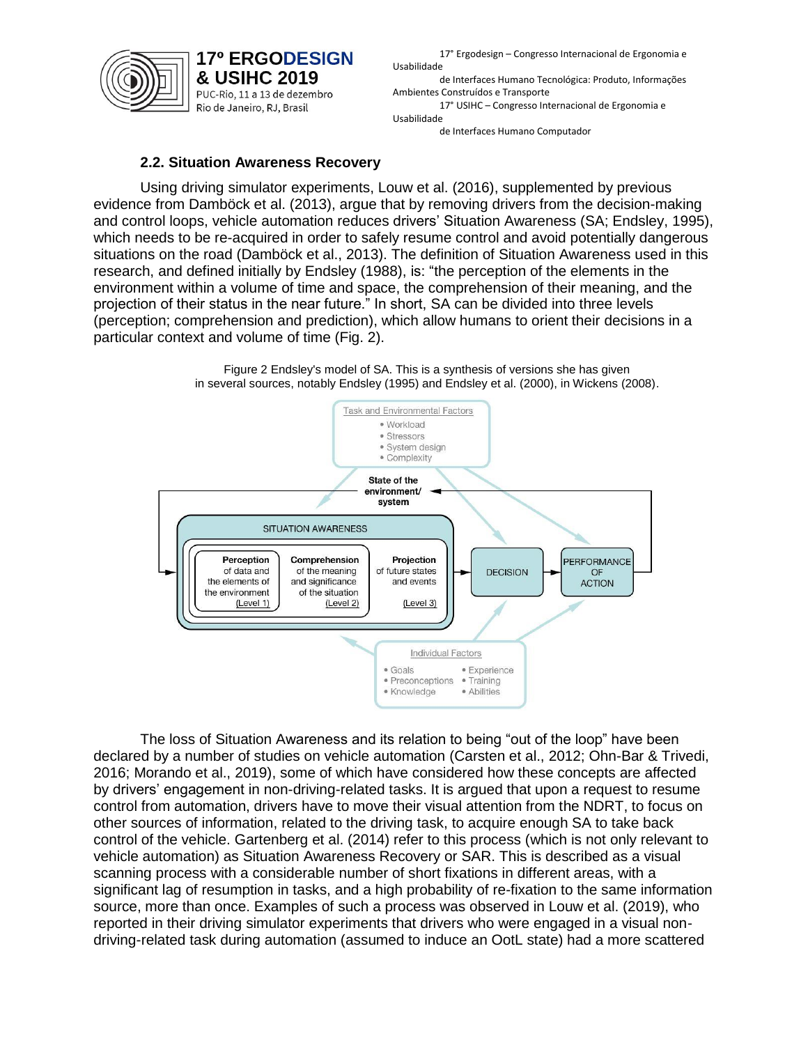### 2.2. Situation Awareness Recovery

Using driving simulator experiments, Louw et al. (2016), supplemented by previous evidence from Damböck et al. (2013), argue that by removing drivers from the decision-making and control loops, vehicle automation reduces drivers' Situation Awareness (SA; Endsley, 1995), which needs to be re-acquired in order to safely resume control and avoid potentially dangerous situations on the road (Damböck et al., 2013). The definition of Situation Awareness used in this research, and defined initially by Endsley (1988), is: "the perception of the elements in the environment within a volume of time and space, the comprehension of their meaning, and the projection of their status in the near future." In short, SA can be divided into three levels (perception; comprehension and prediction), which allow humans to orient their decisions in a particular context and volume of time (Fig. 2).

Figure 2 Endsley's model of SA. This is a synthesis of versions she has given in several sources, notably Endsley (1995) and Endsley et al. (2000), in Wickens (2008).

The loss of Situation Awareness and its relation to being "out of the loop" have been declared by a number of studies on vehicle automation (Carsten et al., 2012; Ohn-Bar & Trivedi, 2016; Morando et al., 2019), some of which have considered how these concepts are affected by drivers' engagement in non-driving-related tasks. It is argued that upon a request to resume control from automation, drivers have to move their visual attention from the NDRT, to focus on other sources of information, related to the driving task, to acquire enough SA to take back control of the vehicle. Gartenberg et al. (2014) refer to this process (which is not only relevant to vehicle automation) as Situation Awareness Recovery or SAR. This is described as a visual scanning process with a considerable number of short fixations in different areas, with a significant lag of resumption in tasks, and a high probability of re-fixation to the same information source, more than once. Examples of such a process was observed in Louw et al. (2019), who reported in their driving simulator experiments that drivers who were engaged in a visual non-driving-related task during automation (assumed to induce an OotL state) had a more scattered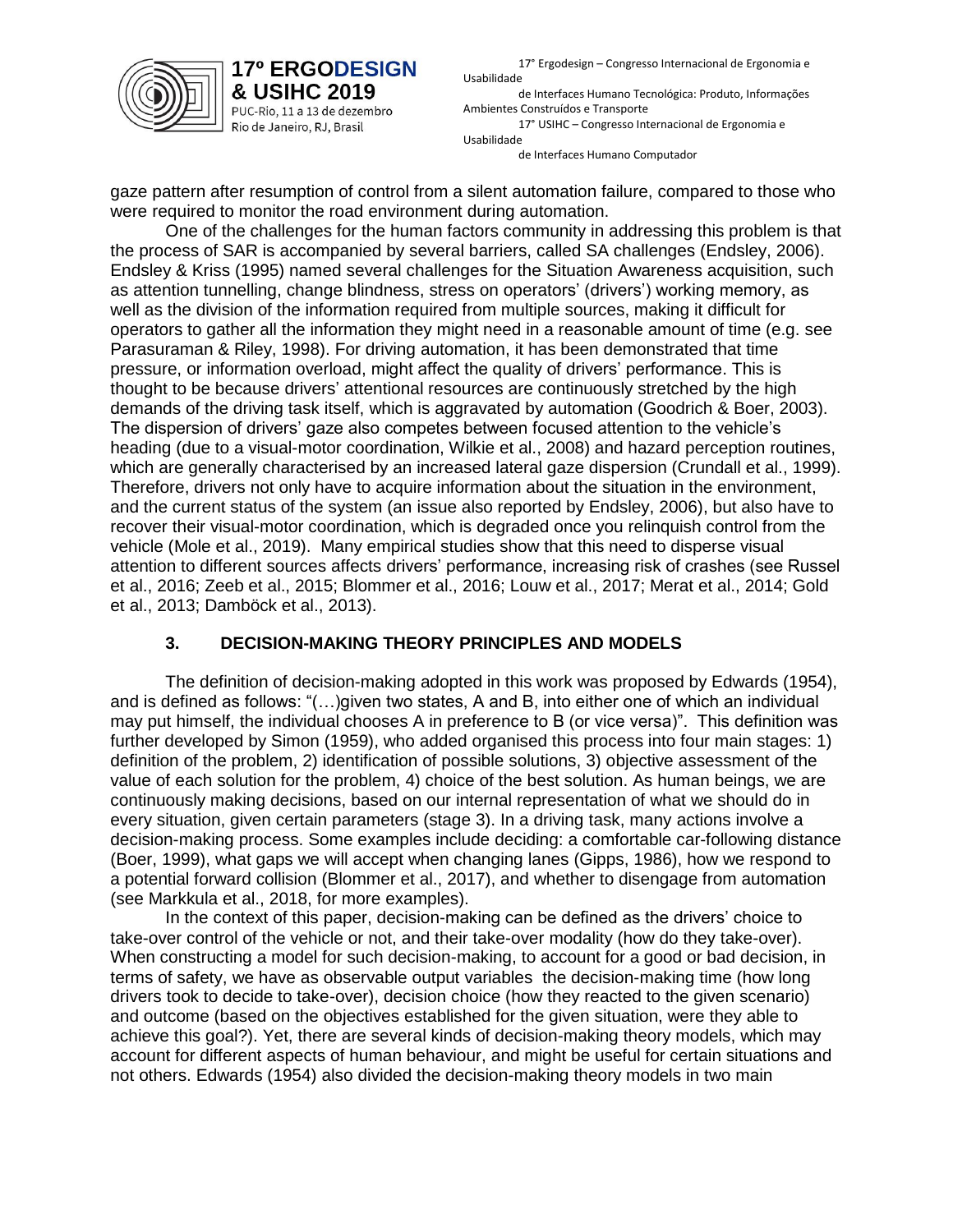gaze pattern after resumption of control from a silent automation failure, compared to those who were required to monitor the road environment during automation.

One of the challenges for the human factors community in addressing this problem is that the process of SAR is accompanied by several barriers, called SA challenges (Endsley, 2006). Endsley & Kriss (1995) named several challenges for the Situation Awareness acquisition, such as attention tunnelling, change blindness, stress on operators' (drivers') working memory, as well as the division of the information required from multiple sources, making it difficult for operators to gather all the information they might need in a reasonable amount of time (e.g. see Parasuraman & Riley, 1998). For driving automation, it has been demonstrated that time pressure, or information overload, might affect the quality of drivers' performance. This is thought to be because drivers' attentional resources are continuously stretched by the high demands of the driving task itself, which is aggravated by automation (Goodrich & Boer, 2003). The dispersion of drivers' gaze also competes between focused attention to the vehicle's heading (due to a visual-motor coordination, Wilkie et al., 2008) and hazard perception routines, which are generally characterised by an increased lateral gaze dispersion (Crundall et al., 1999). Therefore, drivers not only have to acquire information about the situation in the environment, and the current status of the system (an issue also reported by Endsley, 2006), but also have to recover their visual-motor coordination, which is degraded once you relinquish control from the vehicle (Mole et al., 2019). Many empirical studies show that this need to disperse visual attention to different sources affects drivers' performance, increasing risk of crashes (see Russel et al., 2016; Zeeb et al., 2015; Blommer et al., 2016; Louw et al., 2017; Merat et al., 2014; Gold et al., 2013; Damböck et al., 2013).

## 3. DECISION-MAKING THEORY PRINCIPLES AND MODELS

The definition of decision-making adopted in this work was proposed by Edwards (1954), and is defined as follows: "(…)given two states, A and B, into either one of which an individual may put himself, the individual chooses A in preference to B (or vice versa)". This definition was further developed by Simon (1959), who added organised this process into four main stages: 1) definition of the problem, 2) identification of possible solutions, 3) objective assessment of the value of each solution for the problem, 4) choice of the best solution. As human beings, we are continuously making decisions, based on our internal representation of what we should do in every situation, given certain parameters (stage 3). In a driving task, many actions involve a decision-making process. Some examples include deciding: a comfortable car-following distance (Boer, 1999), what gaps we will accept when changing lanes (Gipps, 1986), how we respond to a potential forward collision (Blommer et al., 2017), and whether to disengage from automation (see Markkula et al., 2018, for more examples).

In the context of this paper, decision-making can be defined as the drivers' choice to take-over control of the vehicle or not, and their take-over modality (how do they take-over). When constructing a model for such decision-making, to account for a good or bad decision, in terms of safety, we have as observable output variables the decision-making time (how long drivers took to decide to take-over), decision choice (how they reacted to the given scenario) and outcome (based on the objectives established for the given situation, were they able to achieve this goal?). Yet, there are several kinds of decision-making theory models, which may account for different aspects of human behaviour, and might be useful for certain situations and not others. Edwards (1954) also divided the decision-making theory models in two main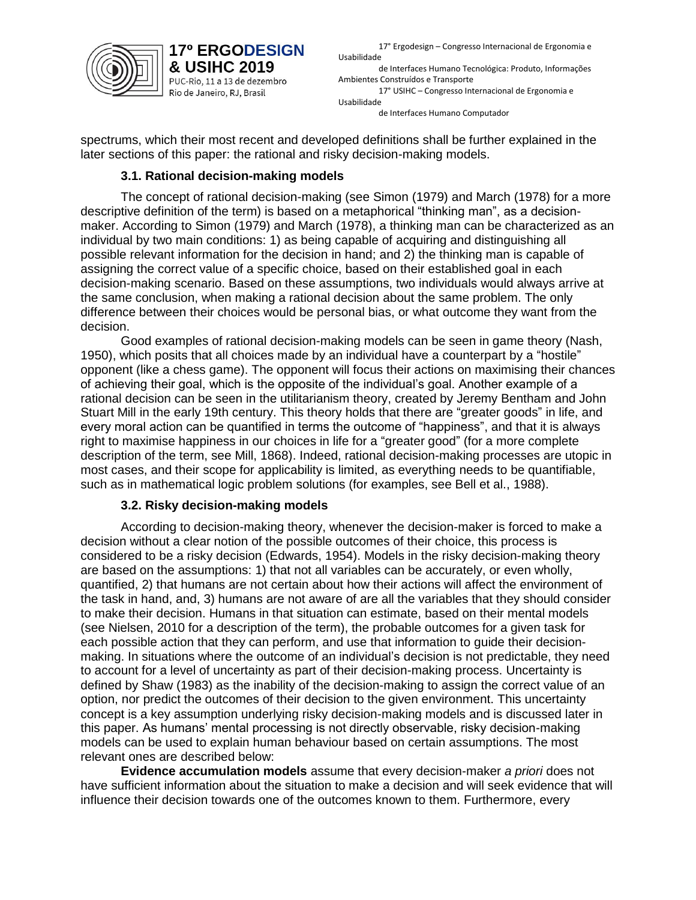spectrums, which their most recent and developed definitions shall be further explained in the later sections of this paper: the rational and risky decision-making models.

### 3.1. Rational decision-making models

The concept of rational decision-making (see Simon (1979) and March (1978) for a more descriptive definition of the term) is based on a metaphorical "thinking man", as a decision-maker. According to Simon (1979) and March (1978), a thinking man can be characterized as an individual by two main conditions: 1) as being capable of acquiring and distinguishing all possible relevant information for the decision in hand; and 2) the thinking man is capable of assigning the correct value of a specific choice, based on their established goal in each decision-making scenario. Based on these assumptions, two individuals would always arrive at the same conclusion, when making a rational decision about the same problem. The only difference between their choices would be personal bias, or what outcome they want from the decision.

Good examples of rational decision-making models can be seen in game theory (Nash, 1950), which posits that all choices made by an individual have a counterpart by a "hostile" opponent (like a chess game). The opponent will focus their actions on maximising their chances of achieving their goal, which is the opposite of the individual's goal. Another example of a rational decision can be seen in the utilitarianism theory, created by Jeremy Bentham and John Stuart Mill in the early 19th century. This theory holds that there are "greater goods" in life, and every moral action can be quantified in terms the outcome of "happiness", and that it is always right to maximise happiness in our choices in life for a "greater good" (for a more complete description of the term, see Mill, 1868). Indeed, rational decision-making processes are utopic in most cases, and their scope for applicability is limited, as everything needs to be quantifiable, such as in mathematical logic problem solutions (for examples, see Bell et al., 1988).

### 3.2. Risky decision-making models

According to decision-making theory, whenever the decision-maker is forced to make a decision without a clear notion of the possible outcomes of their choice, this process is considered to be a risky decision (Edwards, 1954). Models in the risky decision-making theory are based on the assumptions: 1) that not all variables can be accurately, or even wholly, quantified, 2) that humans are not certain about how their actions will affect the environment of the task in hand, and, 3) humans are not aware of are all the variables that they should consider to make their decision. Humans in that situation can estimate, based on their mental models (see Nielsen, 2010 for a description of the term), the probable outcomes for a given task for each possible action that they can perform, and use that information to guide their decision-making. In situations where the outcome of an individual's decision is not predictable, they need to account for a level of uncertainty as part of their decision-making process. Uncertainty is defined by Shaw (1983) as the inability of the decision-making to assign the correct value of an option, nor predict the outcomes of their decision to the given environment. This uncertainty concept is a key assumption underlying risky decision-making models and is discussed later in this paper. As humans' mental processing is not directly observable, risky decision-making models can be used to explain human behaviour based on certain assumptions. The most relevant ones are described below:

**Evidence accumulation models** assume that every decision-maker *a priori* does not have sufficient information about the situation to make a decision and will seek evidence that will influence their decision towards one of the outcomes known to them. Furthermore, every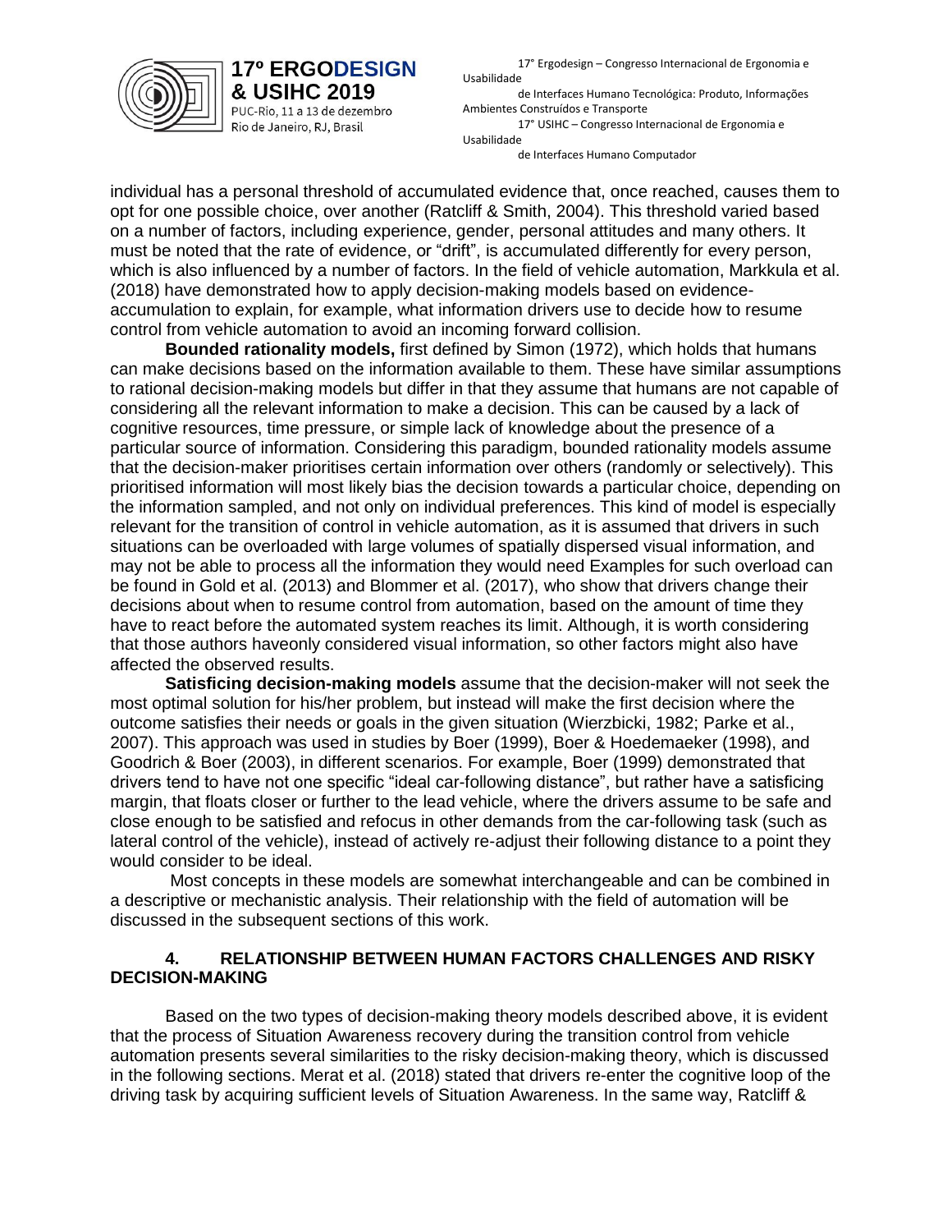individual has a personal threshold of accumulated evidence that, once reached, causes them to opt for one possible choice, over another (Ratcliff & Smith, 2004). This threshold varied based on a number of factors, including experience, gender, personal attitudes and many others. It must be noted that the rate of evidence, or "drift", is accumulated differently for every person, which is also influenced by a number of factors. In the field of vehicle automation, Markkula et al. (2018) have demonstrated how to apply decision-making models based on evidence-accumulation to explain, for example, what information drivers use to decide how to resume control from vehicle automation to avoid an incoming forward collision.

**Bounded rationality models,** first defined by Simon (1972), which holds that humans can make decisions based on the information available to them. These have similar assumptions to rational decision-making models but differ in that they assume that humans are not capable of considering all the relevant information to make a decision. This can be caused by a lack of cognitive resources, time pressure, or simple lack of knowledge about the presence of a particular source of information. Considering this paradigm, bounded rationality models assume that the decision-maker prioritises certain information over others (randomly or selectively). This prioritised information will most likely bias the decision towards a particular choice, depending on the information sampled, and not only on individual preferences. This kind of model is especially relevant for the transition of control in vehicle automation, as it is assumed that drivers in such situations can be overloaded with large volumes of spatially dispersed visual information, and may not be able to process all the information they would need Examples for such overload can be found in Gold et al. (2013) and Blommer et al. (2017), who show that drivers change their decisions about when to resume control from automation, based on the amount of time they have to react before the automated system reaches its limit. Although, it is worth considering that those authors haveonly considered visual information, so other factors might also have affected the observed results.

**Satisficing decision-making models** assume that the decision-maker will not seek the most optimal solution for his/her problem, but instead will make the first decision where the outcome satisfies their needs or goals in the given situation (Wierzbicki, 1982; Parke et al., 2007). This approach was used in studies by Boer (1999), Boer & Hoedemaeker (1998), and Goodrich & Boer (2003), in different scenarios. For example, Boer (1999) demonstrated that drivers tend to have not one specific "ideal car-following distance", but rather have a satisficing margin, that floats closer or further to the lead vehicle, where the drivers assume to be safe and close enough to be satisfied and refocus in other demands from the car-following task (such as lateral control of the vehicle), instead of actively re-adjust their following distance to a point they would consider to be ideal.

Most concepts in these models are somewhat interchangeable and can be combined in a descriptive or mechanistic analysis. Their relationship with the field of automation will be discussed in the subsequent sections of this work.

## 4. RELATIONSHIP BETWEEN HUMAN FACTORS CHALLENGES AND RISKY DECISION-MAKING

Based on the two types of decision-making theory models described above, it is evident that the process of Situation Awareness recovery during the transition control from vehicle automation presents several similarities to the risky decision-making theory, which is discussed in the following sections. Merat et al. (2018) stated that drivers re-enter the cognitive loop of the driving task by acquiring sufficient levels of Situation Awareness. In the same way, Ratcliff &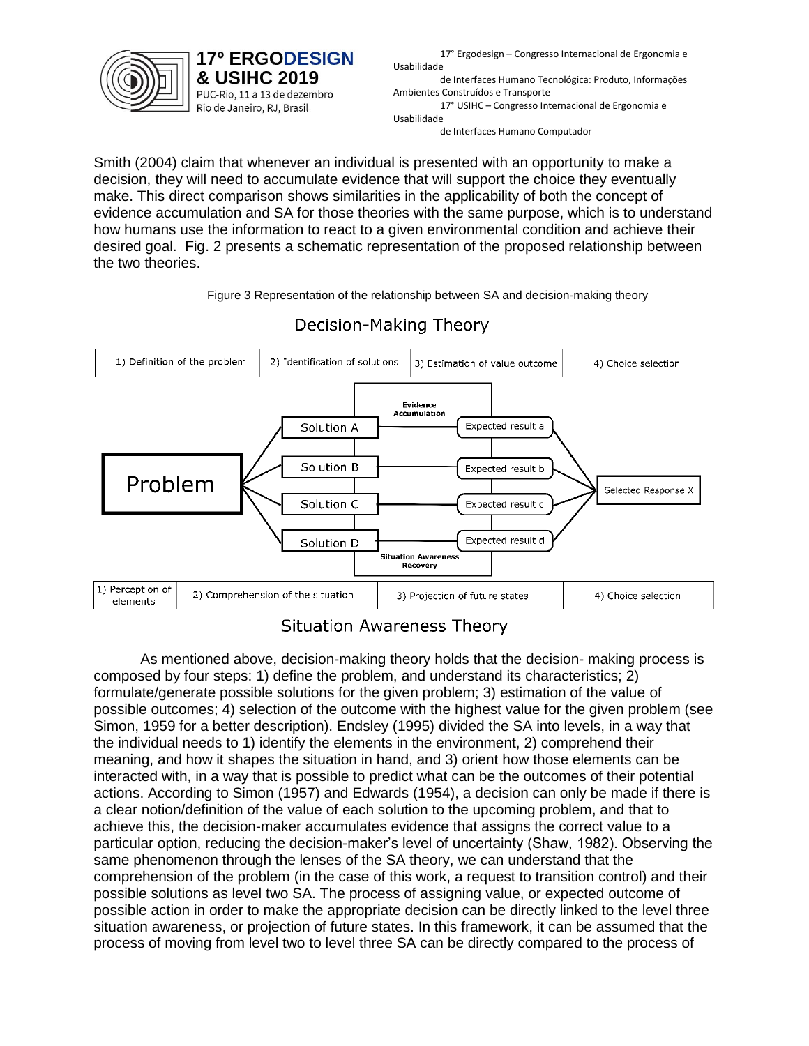Smith (2004) claim that whenever an individual is presented with an opportunity to make a decision, they will need to accumulate evidence that will support the choice they eventually make. This direct comparison shows similarities in the applicability of both the concept of evidence accumulation and SA for those theories with the same purpose, which is to understand how humans use the information to react to a given environmental condition and achieve their desired goal. Fig. 2 presents a schematic representation of the proposed relationship between the two theories.

Figure 3 Representation of the relationship between SA and decision-making theory

Decision-Making Theory

| 1) Definition of the problem | 2) Identification of solutions | 3) Estimation of value outcome | 4) Choice selection |
|---|---|---|---|

Problem → Solution A, Solution B, Solution C, Solution D → (Evidence Accumulation / Situation Awareness Recovery) → Expected result a, Expected result b, Expected result c, Expected result d → Selected Response X

| 1) Perception of elements | 2) Comprehension of the situation | 3) Projection of future states | 4) Choice selection |
|---|---|---|---|

Situation Awareness Theory

As mentioned above, decision-making theory holds that the decision- making process is composed by four steps: 1) define the problem, and understand its characteristics; 2) formulate/generate possible solutions for the given problem; 3) estimation of the value of possible outcomes; 4) selection of the outcome with the highest value for the given problem (see Simon, 1959 for a better description). Endsley (1995) divided the SA into levels, in a way that the individual needs to 1) identify the elements in the environment, 2) comprehend their meaning, and how it shapes the situation in hand, and 3) orient how those elements can be interacted with, in a way that is possible to predict what can be the outcomes of their potential actions. According to Simon (1957) and Edwards (1954), a decision can only be made if there is a clear notion/definition of the value of each solution to the upcoming problem, and that to achieve this, the decision-maker accumulates evidence that assigns the correct value to a particular option, reducing the decision-maker's level of uncertainty (Shaw, 1982). Observing the same phenomenon through the lenses of the SA theory, we can understand that the comprehension of the problem (in the case of this work, a request to transition control) and their possible solutions as level two SA. The process of assigning value, or expected outcome of possible action in order to make the appropriate decision can be directly linked to the level three situation awareness, or projection of future states. In this framework, it can be assumed that the process of moving from level two to level three SA can be directly compared to the process of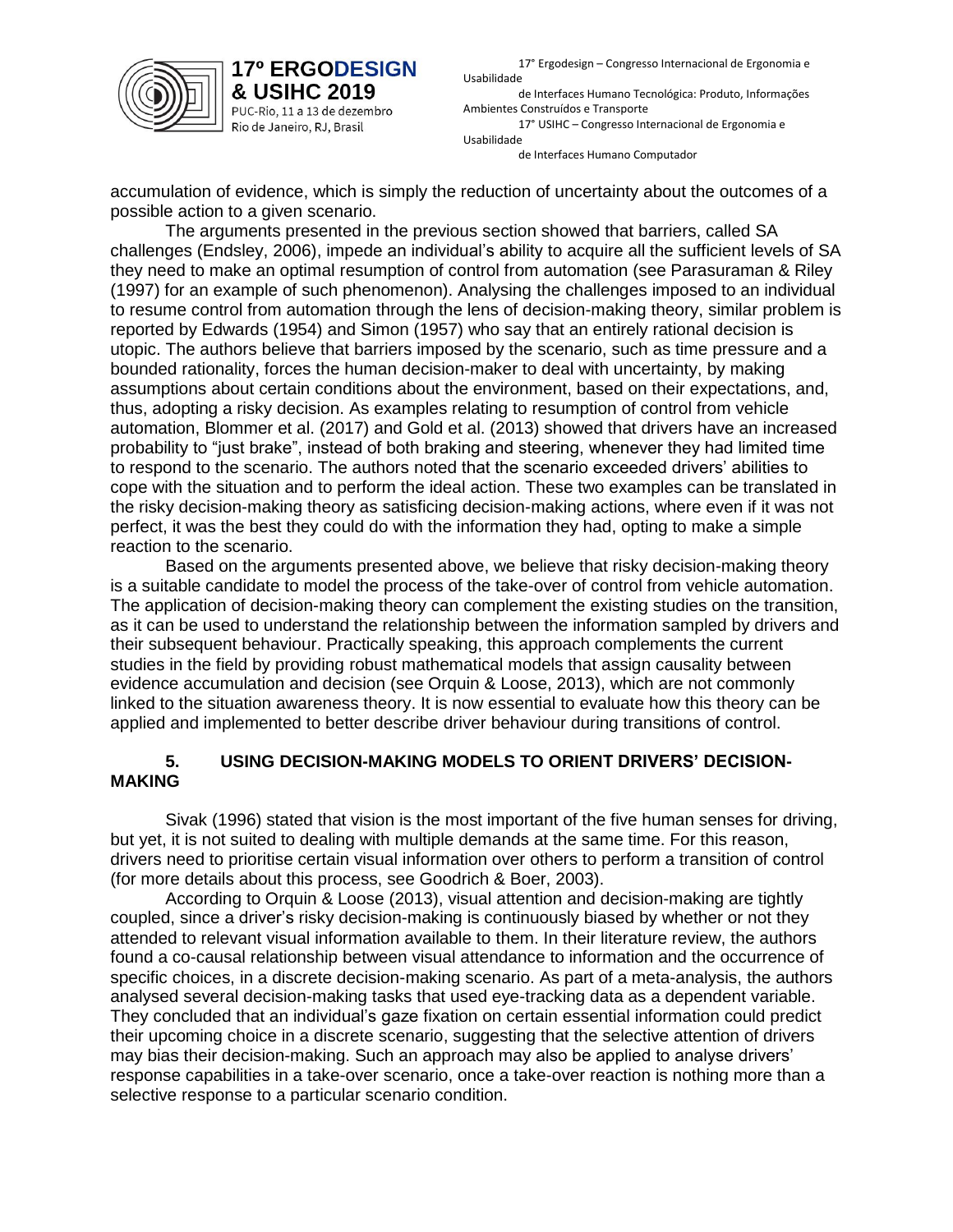accumulation of evidence, which is simply the reduction of uncertainty about the outcomes of a possible action to a given scenario.

The arguments presented in the previous section showed that barriers, called SA challenges (Endsley, 2006), impede an individual's ability to acquire all the sufficient levels of SA they need to make an optimal resumption of control from automation (see Parasuraman & Riley (1997) for an example of such phenomenon). Analysing the challenges imposed to an individual to resume control from automation through the lens of decision-making theory, similar problem is reported by Edwards (1954) and Simon (1957) who say that an entirely rational decision is utopic. The authors believe that barriers imposed by the scenario, such as time pressure and a bounded rationality, forces the human decision-maker to deal with uncertainty, by making assumptions about certain conditions about the environment, based on their expectations, and, thus, adopting a risky decision. As examples relating to resumption of control from vehicle automation, Blommer et al. (2017) and Gold et al. (2013) showed that drivers have an increased probability to "just brake", instead of both braking and steering, whenever they had limited time to respond to the scenario. The authors noted that the scenario exceeded drivers' abilities to cope with the situation and to perform the ideal action. These two examples can be translated in the risky decision-making theory as satisficing decision-making actions, where even if it was not perfect, it was the best they could do with the information they had, opting to make a simple reaction to the scenario.

Based on the arguments presented above, we believe that risky decision-making theory is a suitable candidate to model the process of the take-over of control from vehicle automation. The application of decision-making theory can complement the existing studies on the transition, as it can be used to understand the relationship between the information sampled by drivers and their subsequent behaviour. Practically speaking, this approach complements the current studies in the field by providing robust mathematical models that assign causality between evidence accumulation and decision (see Orquin & Loose, 2013), which are not commonly linked to the situation awareness theory. It is now essential to evaluate how this theory can be applied and implemented to better describe driver behaviour during transitions of control.

## 5. USING DECISION-MAKING MODELS TO ORIENT DRIVERS' DECISION-MAKING

Sivak (1996) stated that vision is the most important of the five human senses for driving, but yet, it is not suited to dealing with multiple demands at the same time. For this reason, drivers need to prioritise certain visual information over others to perform a transition of control (for more details about this process, see Goodrich & Boer, 2003).

According to Orquin & Loose (2013), visual attention and decision-making are tightly coupled, since a driver's risky decision-making is continuously biased by whether or not they attended to relevant visual information available to them. In their literature review, the authors found a co-causal relationship between visual attendance to information and the occurrence of specific choices, in a discrete decision-making scenario. As part of a meta-analysis, the authors analysed several decision-making tasks that used eye-tracking data as a dependent variable. They concluded that an individual's gaze fixation on certain essential information could predict their upcoming choice in a discrete scenario, suggesting that the selective attention of drivers may bias their decision-making. Such an approach may also be applied to analyse drivers' response capabilities in a take-over scenario, once a take-over reaction is nothing more than a selective response to a particular scenario condition.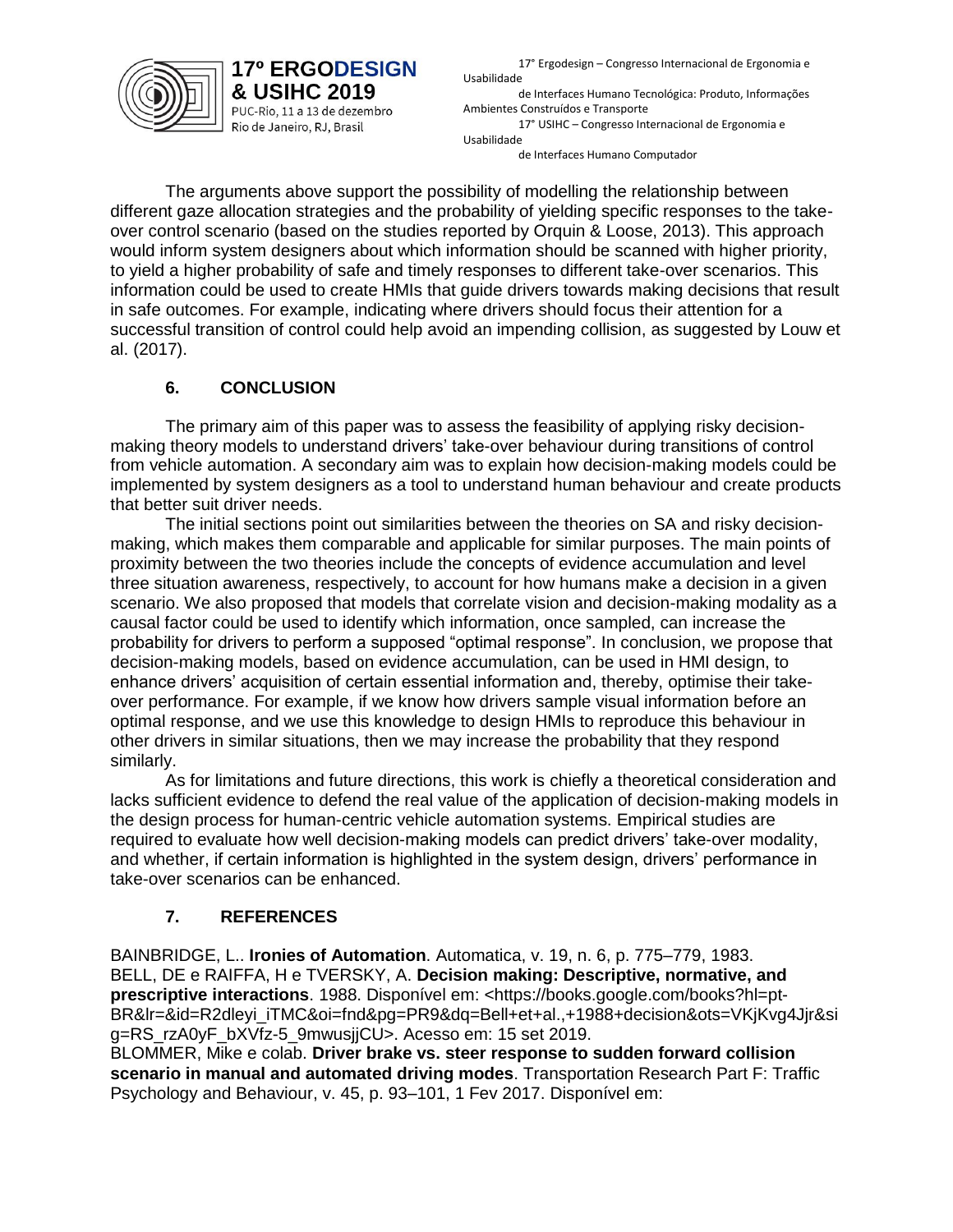The arguments above support the possibility of modelling the relationship between different gaze allocation strategies and the probability of yielding specific responses to the take-over control scenario (based on the studies reported by Orquin & Loose, 2013). This approach would inform system designers about which information should be scanned with higher priority, to yield a higher probability of safe and timely responses to different take-over scenarios. This information could be used to create HMIs that guide drivers towards making decisions that result in safe outcomes. For example, indicating where drivers should focus their attention for a successful transition of control could help avoid an impending collision, as suggested by Louw et al. (2017).

## 6. CONCLUSION

The primary aim of this paper was to assess the feasibility of applying risky decision-making theory models to understand drivers' take-over behaviour during transitions of control from vehicle automation. A secondary aim was to explain how decision-making models could be implemented by system designers as a tool to understand human behaviour and create products that better suit driver needs.

The initial sections point out similarities between the theories on SA and risky decision-making, which makes them comparable and applicable for similar purposes. The main points of proximity between the two theories include the concepts of evidence accumulation and level three situation awareness, respectively, to account for how humans make a decision in a given scenario. We also proposed that models that correlate vision and decision-making modality as a causal factor could be used to identify which information, once sampled, can increase the probability for drivers to perform a supposed "optimal response". In conclusion, we propose that decision-making models, based on evidence accumulation, can be used in HMI design, to enhance drivers' acquisition of certain essential information and, thereby, optimise their take-over performance. For example, if we know how drivers sample visual information before an optimal response, and we use this knowledge to design HMIs to reproduce this behaviour in other drivers in similar situations, then we may increase the probability that they respond similarly.

As for limitations and future directions, this work is chiefly a theoretical consideration and lacks sufficient evidence to defend the real value of the application of decision-making models in the design process for human-centric vehicle automation systems. Empirical studies are required to evaluate how well decision-making models can predict drivers' take-over modality, and whether, if certain information is highlighted in the system design, drivers' performance in take-over scenarios can be enhanced.

## 7. REFERENCES

BAINBRIDGE, L.. **Ironies of Automation**. Automatica, v. 19, n. 6, p. 775–779, 1983.

BELL, DE e RAIFFA, H e TVERSKY, A. **Decision making: Descriptive, normative, and prescriptive interactions**. 1988. Disponível em: <https://books.google.com/books?hl=pt-BR&lr=&id=R2dleyi_iTMC&oi=fnd&pg=PR9&dq=Bell+et+al.,+1988+decision&ots=VKjKvg4Jjr&sig=RS_rzA0yF_bXVfz-5_9mwusjjCU>. Acesso em: 15 set 2019.

BLOMMER, Mike e colab. **Driver brake vs. steer response to sudden forward collision scenario in manual and automated driving modes**. Transportation Research Part F: Traffic Psychology and Behaviour, v. 45, p. 93–101, 1 Fev 2017. Disponível em: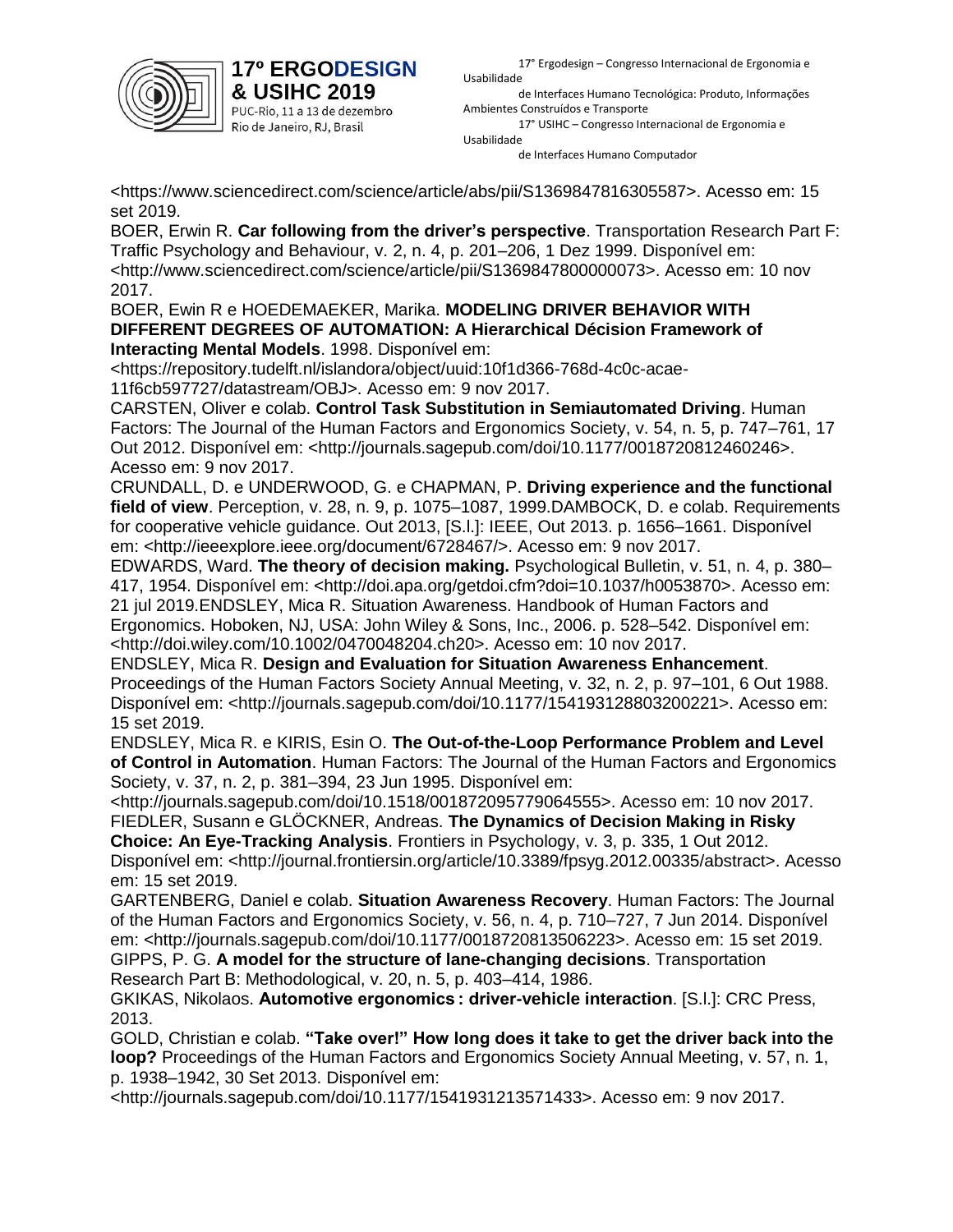<https://www.sciencedirect.com/science/article/abs/pii/S1369847816305587>. Acesso em: 15 set 2019.

BOER, Erwin R. **Car following from the driver's perspective**. Transportation Research Part F: Traffic Psychology and Behaviour, v. 2, n. 4, p. 201–206, 1 Dez 1999. Disponível em: <http://www.sciencedirect.com/science/article/pii/S1369847800000073>. Acesso em: 10 nov 2017.

BOER, Ewin R e HOEDEMAEKER, Marika. **MODELING DRIVER BEHAVIOR WITH DIFFERENT DEGREES OF AUTOMATION: A Hierarchical Décision Framework of Interacting Mental Models**. 1998. Disponível em: <https://repository.tudelft.nl/islandora/object/uuid:10f1d366-768d-4c0c-acae-11f6cb597727/datastream/OBJ>. Acesso em: 9 nov 2017.

CARSTEN, Oliver e colab. **Control Task Substitution in Semiautomated Driving**. Human Factors: The Journal of the Human Factors and Ergonomics Society, v. 54, n. 5, p. 747–761, 17 Out 2012. Disponível em: <http://journals.sagepub.com/doi/10.1177/0018720812460246>. Acesso em: 9 nov 2017.

CRUNDALL, D. e UNDERWOOD, G. e CHAPMAN, P. **Driving experience and the functional field of view**. Perception, v. 28, n. 9, p. 1075–1087, 1999.DAMBOCK, D. e colab. Requirements for cooperative vehicle guidance. Out 2013, [S.l.]: IEEE, Out 2013. p. 1656–1661. Disponível em: <http://ieeexplore.ieee.org/document/6728467/>. Acesso em: 9 nov 2017.

EDWARDS, Ward. **The theory of decision making.** Psychological Bulletin, v. 51, n. 4, p. 380–417, 1954. Disponível em: <http://doi.apa.org/getdoi.cfm?doi=10.1037/h0053870>. Acesso em: 21 jul 2019.ENDSLEY, Mica R. Situation Awareness. Handbook of Human Factors and Ergonomics. Hoboken, NJ, USA: John Wiley & Sons, Inc., 2006. p. 528–542. Disponível em: <http://doi.wiley.com/10.1002/0470048204.ch20>. Acesso em: 10 nov 2017.

ENDSLEY, Mica R. **Design and Evaluation for Situation Awareness Enhancement**. Proceedings of the Human Factors Society Annual Meeting, v. 32, n. 2, p. 97–101, 6 Out 1988. Disponível em: <http://journals.sagepub.com/doi/10.1177/154193128803200221>. Acesso em: 15 set 2019.

ENDSLEY, Mica R. e KIRIS, Esin O. **The Out-of-the-Loop Performance Problem and Level of Control in Automation**. Human Factors: The Journal of the Human Factors and Ergonomics Society, v. 37, n. 2, p. 381–394, 23 Jun 1995. Disponível em: <http://journals.sagepub.com/doi/10.1518/001872095779064555>. Acesso em: 10 nov 2017.

FIEDLER, Susann e GLÖCKNER, Andreas. **The Dynamics of Decision Making in Risky Choice: An Eye-Tracking Analysis**. Frontiers in Psychology, v. 3, p. 335, 1 Out 2012. Disponível em: <http://journal.frontiersin.org/article/10.3389/fpsyg.2012.00335/abstract>. Acesso em: 15 set 2019.

GARTENBERG, Daniel e colab. **Situation Awareness Recovery**. Human Factors: The Journal of the Human Factors and Ergonomics Society, v. 56, n. 4, p. 710–727, 7 Jun 2014. Disponível em: <http://journals.sagepub.com/doi/10.1177/0018720813506223>. Acesso em: 15 set 2019.

GIPPS, P. G. **A model for the structure of lane-changing decisions**. Transportation Research Part B: Methodological, v. 20, n. 5, p. 403–414, 1986.

GKIKAS, Nikolaos. **Automotive ergonomics : driver-vehicle interaction**. [S.l.]: CRC Press, 2013.

GOLD, Christian e colab. **"Take over!" How long does it take to get the driver back into the loop?** Proceedings of the Human Factors and Ergonomics Society Annual Meeting, v. 57, n. 1, p. 1938–1942, 30 Set 2013. Disponível em: <http://journals.sagepub.com/doi/10.1177/1541931213571433>. Acesso em: 9 nov 2017.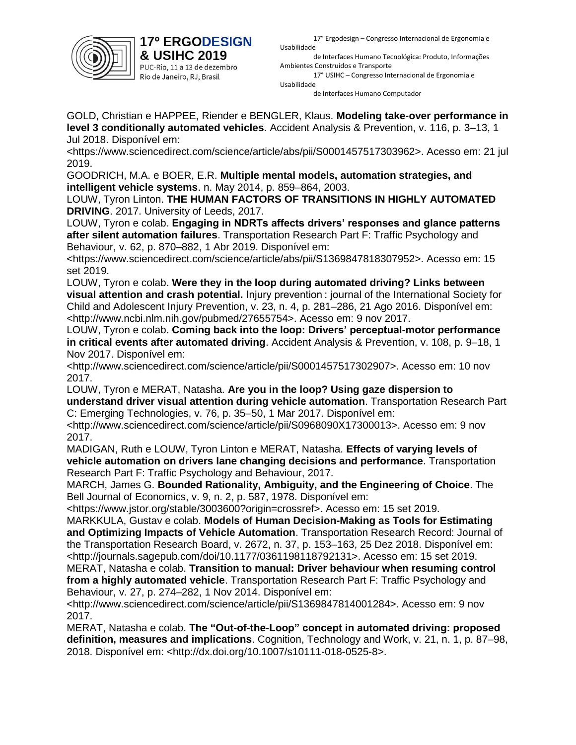GOLD, Christian e HAPPEE, Riender e BENGLER, Klaus. **Modeling take-over performance in level 3 conditionally automated vehicles**. Accident Analysis & Prevention, v. 116, p. 3–13, 1 Jul 2018. Disponível em: <https://www.sciencedirect.com/science/article/abs/pii/S0001457517303962>. Acesso em: 21 jul 2019.

GOODRICH, M.A. e BOER, E.R. **Multiple mental models, automation strategies, and intelligent vehicle systems**. n. May 2014, p. 859–864, 2003.

LOUW, Tyron Linton. **THE HUMAN FACTORS OF TRANSITIONS IN HIGHLY AUTOMATED DRIVING**. 2017. University of Leeds, 2017.

LOUW, Tyron e colab. **Engaging in NDRTs affects drivers' responses and glance patterns after silent automation failures**. Transportation Research Part F: Traffic Psychology and Behaviour, v. 62, p. 870–882, 1 Abr 2019. Disponível em: <https://www.sciencedirect.com/science/article/abs/pii/S1369847818307952>. Acesso em: 15 set 2019.

LOUW, Tyron e colab. **Were they in the loop during automated driving? Links between visual attention and crash potential.** Injury prevention : journal of the International Society for Child and Adolescent Injury Prevention, v. 23, n. 4, p. 281–286, 21 Ago 2016. Disponível em: <http://www.ncbi.nlm.nih.gov/pubmed/27655754>. Acesso em: 9 nov 2017.

LOUW, Tyron e colab. **Coming back into the loop: Drivers' perceptual-motor performance in critical events after automated driving**. Accident Analysis & Prevention, v. 108, p. 9–18, 1 Nov 2017. Disponível em: <http://www.sciencedirect.com/science/article/pii/S0001457517302907>. Acesso em: 10 nov 2017.

LOUW, Tyron e MERAT, Natasha. **Are you in the loop? Using gaze dispersion to understand driver visual attention during vehicle automation**. Transportation Research Part C: Emerging Technologies, v. 76, p. 35–50, 1 Mar 2017. Disponível em: <http://www.sciencedirect.com/science/article/pii/S0968090X17300013>. Acesso em: 9 nov 2017.

MADIGAN, Ruth e LOUW, Tyron Linton e MERAT, Natasha. **Effects of varying levels of vehicle automation on drivers lane changing decisions and performance**. Transportation Research Part F: Traffic Psychology and Behaviour, 2017.

MARCH, James G. **Bounded Rationality, Ambiguity, and the Engineering of Choice**. The Bell Journal of Economics, v. 9, n. 2, p. 587, 1978. Disponível em: <https://www.jstor.org/stable/3003600?origin=crossref>. Acesso em: 15 set 2019.

MARKKULA, Gustav e colab. **Models of Human Decision-Making as Tools for Estimating and Optimizing Impacts of Vehicle Automation**. Transportation Research Record: Journal of the Transportation Research Board, v. 2672, n. 37, p. 153–163, 25 Dez 2018. Disponível em: <http://journals.sagepub.com/doi/10.1177/0361198118792131>. Acesso em: 15 set 2019.

MERAT, Natasha e colab. **Transition to manual: Driver behaviour when resuming control from a highly automated vehicle**. Transportation Research Part F: Traffic Psychology and Behaviour, v. 27, p. 274–282, 1 Nov 2014. Disponível em: <http://www.sciencedirect.com/science/article/pii/S1369847814001284>. Acesso em: 9 nov 2017.

MERAT, Natasha e colab. **The "Out-of-the-Loop" concept in automated driving: proposed definition, measures and implications**. Cognition, Technology and Work, v. 21, n. 1, p. 87–98, 2018. Disponível em: <http://dx.doi.org/10.1007/s10111-018-0525-8>.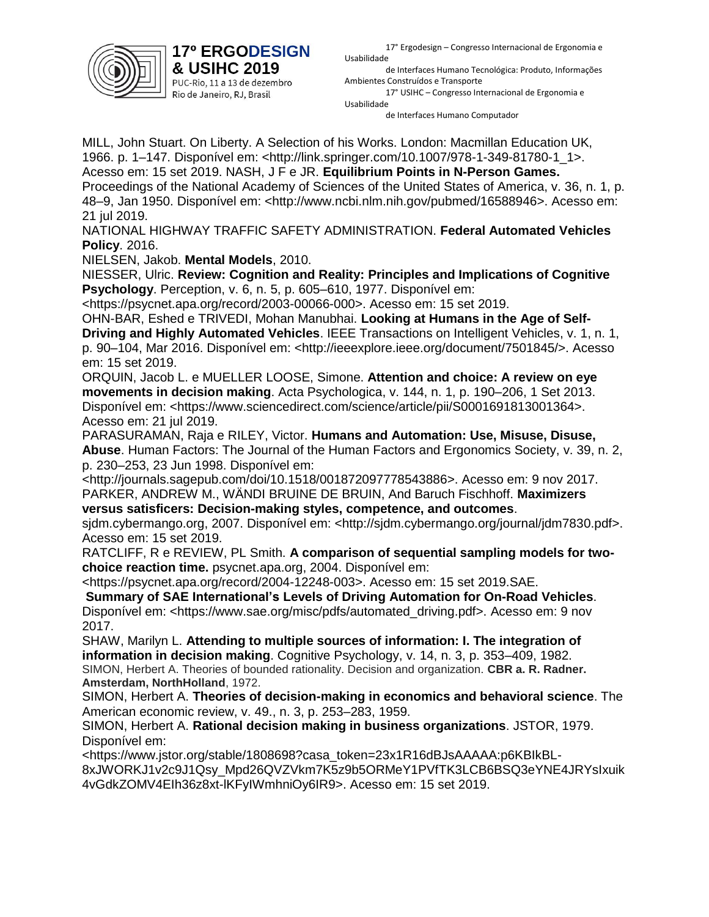MILL, John Stuart. On Liberty. A Selection of his Works. London: Macmillan Education UK, 1966. p. 1–147. Disponível em: <http://link.springer.com/10.1007/978-1-349-81780-1_1>. Acesso em: 15 set 2019. NASH, J F e JR. **Equilibrium Points in N-Person Games.** Proceedings of the National Academy of Sciences of the United States of America, v. 36, n. 1, p. 48–9, Jan 1950. Disponível em: <http://www.ncbi.nlm.nih.gov/pubmed/16588946>. Acesso em: 21 jul 2019.

NATIONAL HIGHWAY TRAFFIC SAFETY ADMINISTRATION. **Federal Automated Vehicles Policy**. 2016.

NIELSEN, Jakob. **Mental Models**, 2010.

NIESSER, Ulric. **Review: Cognition and Reality: Principles and Implications of Cognitive Psychology**. Perception, v. 6, n. 5, p. 605–610, 1977. Disponível em: <https://psycnet.apa.org/record/2003-00066-000>. Acesso em: 15 set 2019.

OHN-BAR, Eshed e TRIVEDI, Mohan Manubhai. **Looking at Humans in the Age of Self-Driving and Highly Automated Vehicles**. IEEE Transactions on Intelligent Vehicles, v. 1, n. 1, p. 90–104, Mar 2016. Disponível em: <http://ieeexplore.ieee.org/document/7501845/>. Acesso em: 15 set 2019.

ORQUIN, Jacob L. e MUELLER LOOSE, Simone. **Attention and choice: A review on eye movements in decision making**. Acta Psychologica, v. 144, n. 1, p. 190–206, 1 Set 2013. Disponível em: <https://www.sciencedirect.com/science/article/pii/S0001691813001364>. Acesso em: 21 jul 2019.

PARASURAMAN, Raja e RILEY, Victor. **Humans and Automation: Use, Misuse, Disuse, Abuse**. Human Factors: The Journal of the Human Factors and Ergonomics Society, v. 39, n. 2, p. 230–253, 23 Jun 1998. Disponível em: <http://journals.sagepub.com/doi/10.1518/001872097778543886>. Acesso em: 9 nov 2017.

PARKER, ANDREW M., WÄNDI BRUINE DE BRUIN, And Baruch Fischhoff. **Maximizers versus satisficers: Decision-making styles, competence, and outcomes**. sjdm.cybermango.org, 2007. Disponível em: <http://sjdm.cybermango.org/journal/jdm7830.pdf>. Acesso em: 15 set 2019.

RATCLIFF, R e REVIEW, PL Smith. **A comparison of sequential sampling models for two-choice reaction time.** psycnet.apa.org, 2004. Disponível em: <https://psycnet.apa.org/record/2004-12248-003>. Acesso em: 15 set 2019.SAE.

**Summary of SAE International's Levels of Driving Automation for On-Road Vehicles**. Disponível em: <https://www.sae.org/misc/pdfs/automated_driving.pdf>. Acesso em: 9 nov 2017.

SHAW, Marilyn L. **Attending to multiple sources of information: I. The integration of information in decision making**. Cognitive Psychology, v. 14, n. 3, p. 353–409, 1982.

SIMON, Herbert A. Theories of bounded rationality. Decision and organization. **CBR a. R. Radner. Amsterdam, NorthHolland**, 1972.

SIMON, Herbert A. **Theories of decision-making in economics and behavioral science**. The American economic review, v. 49., n. 3, p. 253–283, 1959.

SIMON, Herbert A. **Rational decision making in business organizations**. JSTOR, 1979. Disponível em: <https://www.jstor.org/stable/1808698?casa_token=23x1R16dBJsAAAAA:p6KBIkBL-8xJWORKJ1v2c9J1Qsy_Mpd26QVZVkm7K5z9b5ORMeY1PVfTK3LCB6BSQ3eYNE4JRYsIxuik4vGdkZOMV4EIh36z8xt-lKFyIWmhniOy6IR9>. Acesso em: 15 set 2019.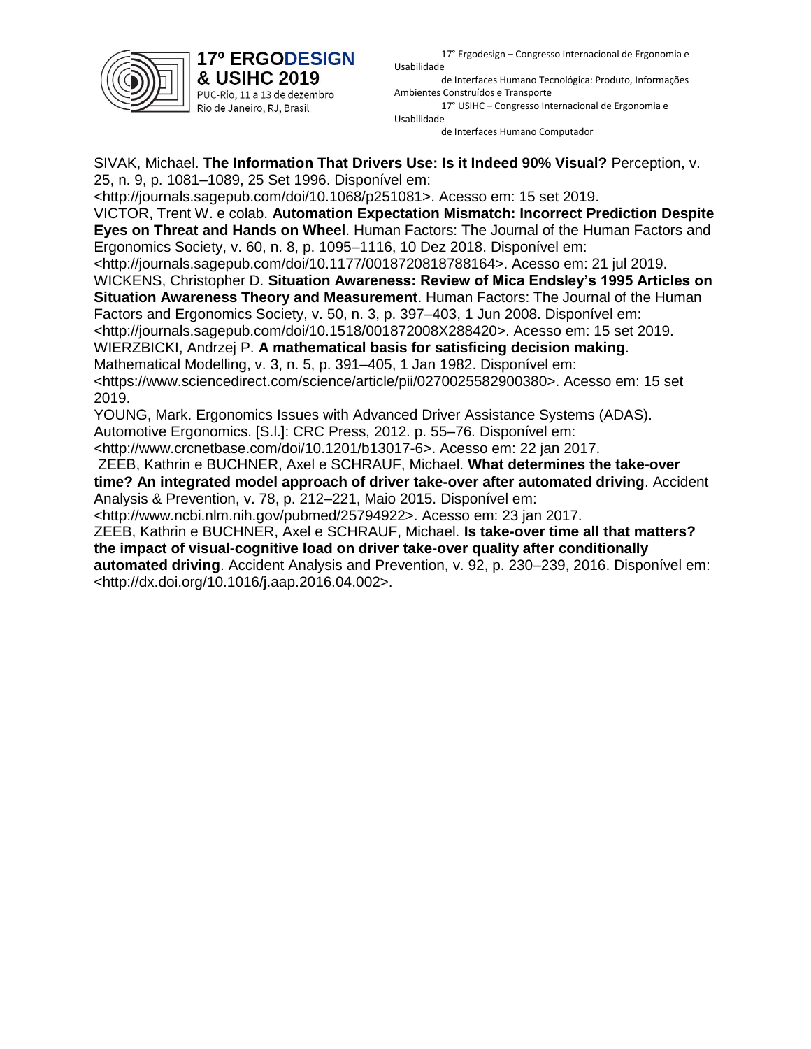SIVAK, Michael. **The Information That Drivers Use: Is it Indeed 90% Visual?** Perception, v. 25, n. 9, p. 1081–1089, 25 Set 1996. Disponível em: <http://journals.sagepub.com/doi/10.1068/p251081>. Acesso em: 15 set 2019.

VICTOR, Trent W. e colab. **Automation Expectation Mismatch: Incorrect Prediction Despite Eyes on Threat and Hands on Wheel**. Human Factors: The Journal of the Human Factors and Ergonomics Society, v. 60, n. 8, p. 1095–1116, 10 Dez 2018. Disponível em: <http://journals.sagepub.com/doi/10.1177/0018720818788164>. Acesso em: 21 jul 2019.

WICKENS, Christopher D. **Situation Awareness: Review of Mica Endsley's 1995 Articles on Situation Awareness Theory and Measurement**. Human Factors: The Journal of the Human Factors and Ergonomics Society, v. 50, n. 3, p. 397–403, 1 Jun 2008. Disponível em: <http://journals.sagepub.com/doi/10.1518/001872008X288420>. Acesso em: 15 set 2019.

WIERZBICKI, Andrzej P. **A mathematical basis for satisficing decision making**. Mathematical Modelling, v. 3, n. 5, p. 391–405, 1 Jan 1982. Disponível em: <https://www.sciencedirect.com/science/article/pii/0270025582900380>. Acesso em: 15 set 2019.

YOUNG, Mark. Ergonomics Issues with Advanced Driver Assistance Systems (ADAS). Automotive Ergonomics. [S.l.]: CRC Press, 2012. p. 55–76. Disponível em: <http://www.crcnetbase.com/doi/10.1201/b13017-6>. Acesso em: 22 jan 2017.

ZEEB, Kathrin e BUCHNER, Axel e SCHRAUF, Michael. **What determines the take-over time? An integrated model approach of driver take-over after automated driving**. Accident Analysis & Prevention, v. 78, p. 212–221, Maio 2015. Disponível em: <http://www.ncbi.nlm.nih.gov/pubmed/25794922>. Acesso em: 23 jan 2017.

ZEEB, Kathrin e BUCHNER, Axel e SCHRAUF, Michael. **Is take-over time all that matters? the impact of visual-cognitive load on driver take-over quality after conditionally automated driving**. Accident Analysis and Prevention, v. 92, p. 230–239, 2016. Disponível em: <http://dx.doi.org/10.1016/j.aap.2016.04.002>.